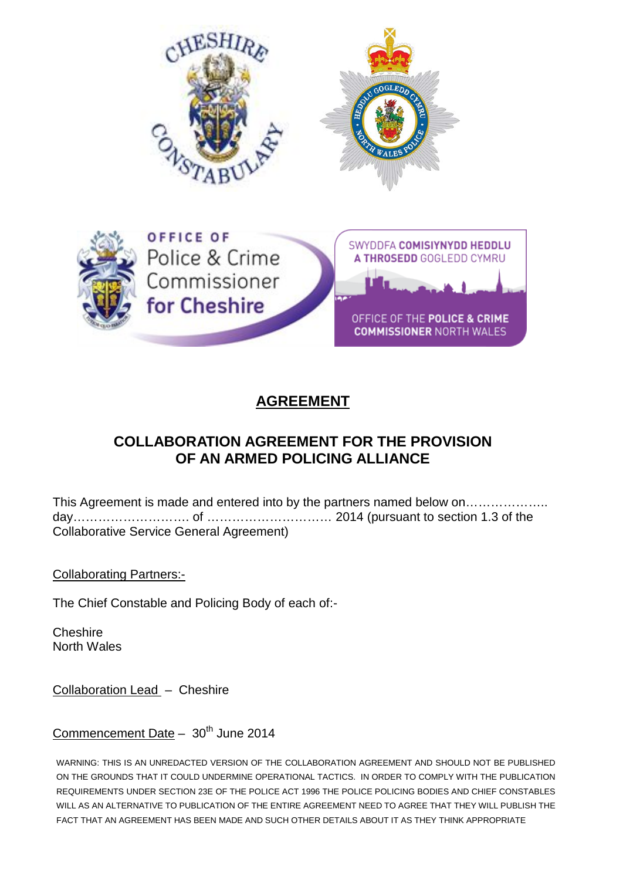# AGREEMENT

## COLLABORATION AGREEMENT FOR THE PROVISION OF AN ARMED POLICING ALLIANCE

This Agreement is made and entered into by the partners named below on……………….. day………………………. of …………………………. 2014 (pursuant to section 1.3 of the Collaborative Service General Agreement)

Collaborating Partners:-

The Chief Constable and Policing Body of each of:-

Cheshire
North Wales

Collaboration Lead – Cheshire

Commencement Date – 30th June 2014

WARNING: THIS IS AN UNREDACTED VERSION OF THE COLLABORATION AGREEMENT AND SHOULD NOT BE PUBLISHED ON THE GROUNDS THAT IT COULD UNDERMINE OPERATIONAL TACTICS. IN ORDER TO COMPLY WITH THE PUBLICATION REQUIREMENTS UNDER SECTION 23E OF THE POLICE ACT 1996 THE POLICE POLICING BODIES AND CHIEF CONSTABLES WILL AS AN ALTERNATIVE TO PUBLICATION OF THE ENTIRE AGREEMENT NEED TO AGREE THAT THEY WILL PUBLISH THE FACT THAT AN AGREEMENT HAS BEEN MADE AND SUCH OTHER DETAILS ABOUT IT AS THEY THINK APPROPRIATE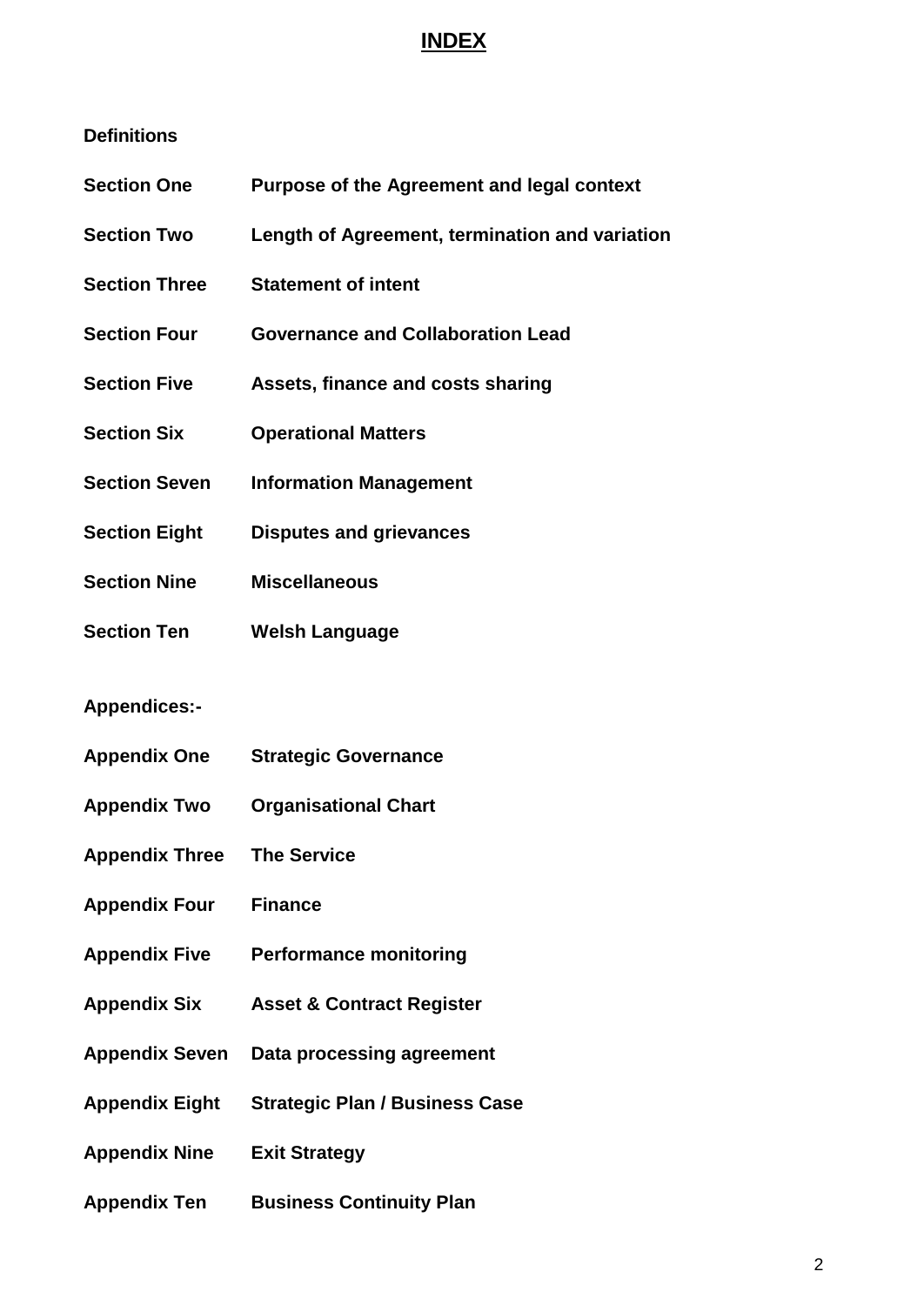# INDEX

**Definitions**

| | |
|---|---|
| **Section One** | **Purpose of the Agreement and legal context** |
| **Section Two** | **Length of Agreement, termination and variation** |
| **Section Three** | **Statement of intent** |
| **Section Four** | **Governance and Collaboration Lead** |
| **Section Five** | **Assets, finance and costs sharing** |
| **Section Six** | **Operational Matters** |
| **Section Seven** | **Information Management** |
| **Section Eight** | **Disputes and grievances** |
| **Section Nine** | **Miscellaneous** |
| **Section Ten** | **Welsh Language** |

**Appendices:-**

| | |
|---|---|
| **Appendix One** | **Strategic Governance** |
| **Appendix Two** | **Organisational Chart** |
| **Appendix Three** | **The Service** |
| **Appendix Four** | **Finance** |
| **Appendix Five** | **Performance monitoring** |
| **Appendix Six** | **Asset & Contract Register** |
| **Appendix Seven** | **Data processing agreement** |
| **Appendix Eight** | **Strategic Plan / Business Case** |
| **Appendix Nine** | **Exit Strategy** |
| **Appendix Ten** | **Business Continuity Plan** |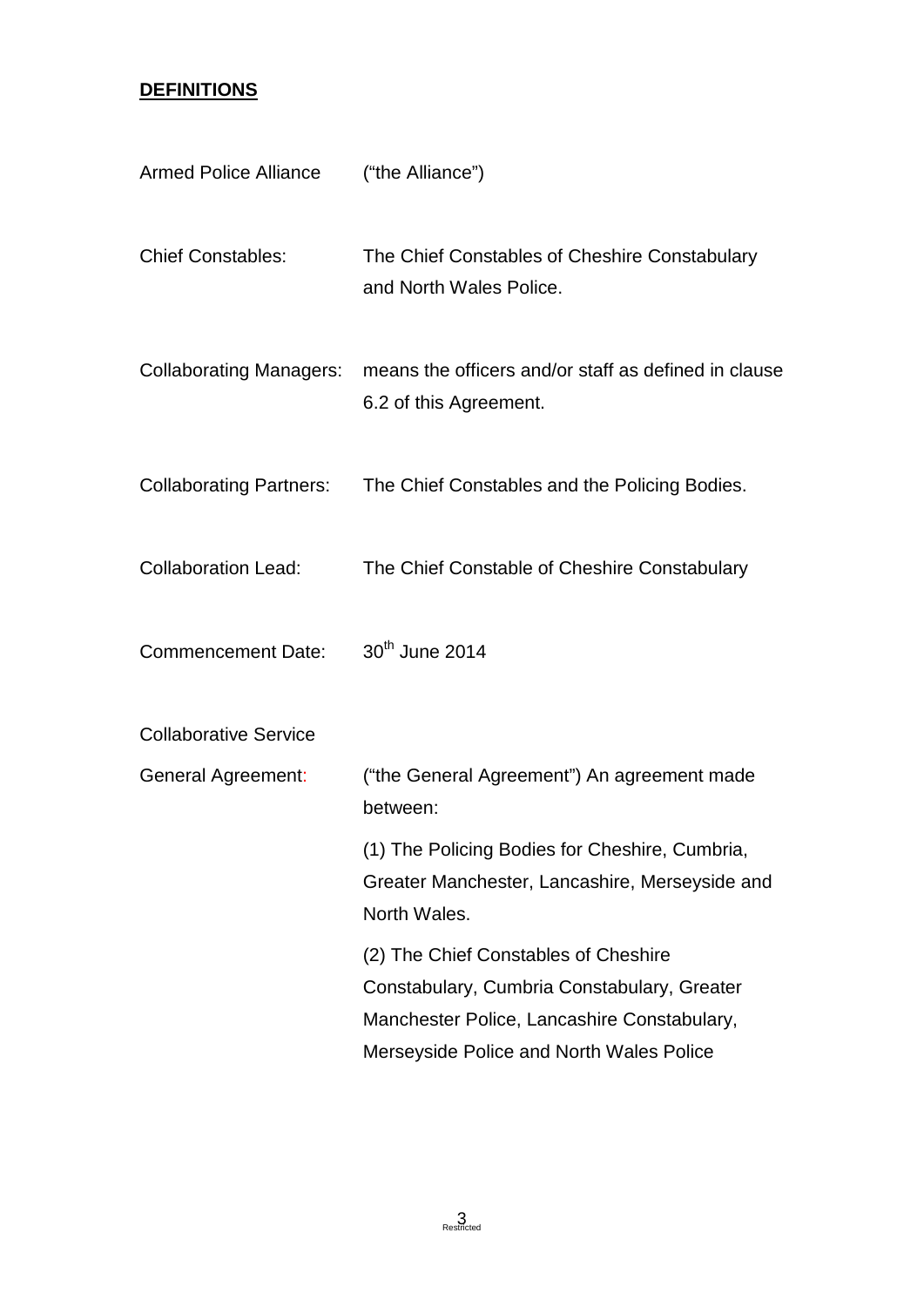**DEFINITIONS**

| | |
|---|---|
| Armed Police Alliance | ("the Alliance") |
| Chief Constables: | The Chief Constables of Cheshire Constabulary and North Wales Police. |
| Collaborating Managers: | means the officers and/or staff as defined in clause 6.2 of this Agreement. |
| Collaborating Partners: | The Chief Constables and the Policing Bodies. |
| Collaboration Lead: | The Chief Constable of Cheshire Constabulary |
| Commencement Date: | 30th June 2014 |
| Collaborative Service General Agreement: | ("the General Agreement") An agreement made between:<br>(1) The Policing Bodies for Cheshire, Cumbria, Greater Manchester, Lancashire, Merseyside and North Wales.<br>(2) The Chief Constables of Cheshire Constabulary, Cumbria Constabulary, Greater Manchester Police, Lancashire Constabulary, Merseyside Police and North Wales Police |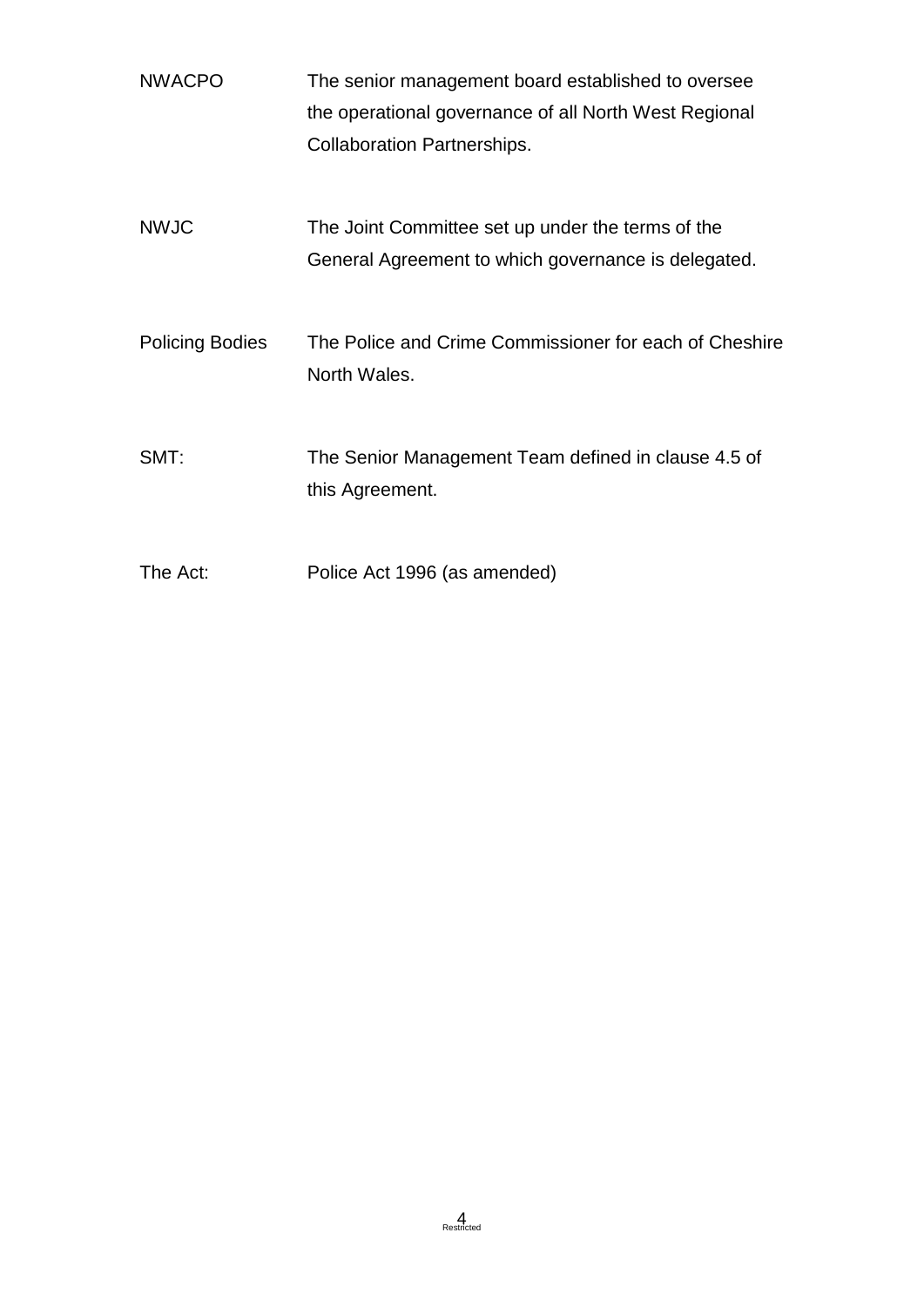| | |
|---|---|
| NWACPO | The senior management board established to oversee the operational governance of all North West Regional Collaboration Partnerships. |
| NWJC | The Joint Committee set up under the terms of the General Agreement to which governance is delegated. |
| Policing Bodies | The Police and Crime Commissioner for each of Cheshire North Wales. |
| SMT: | The Senior Management Team defined in clause 4.5 of this Agreement. |
| The Act: | Police Act 1996 (as amended) |

Restricted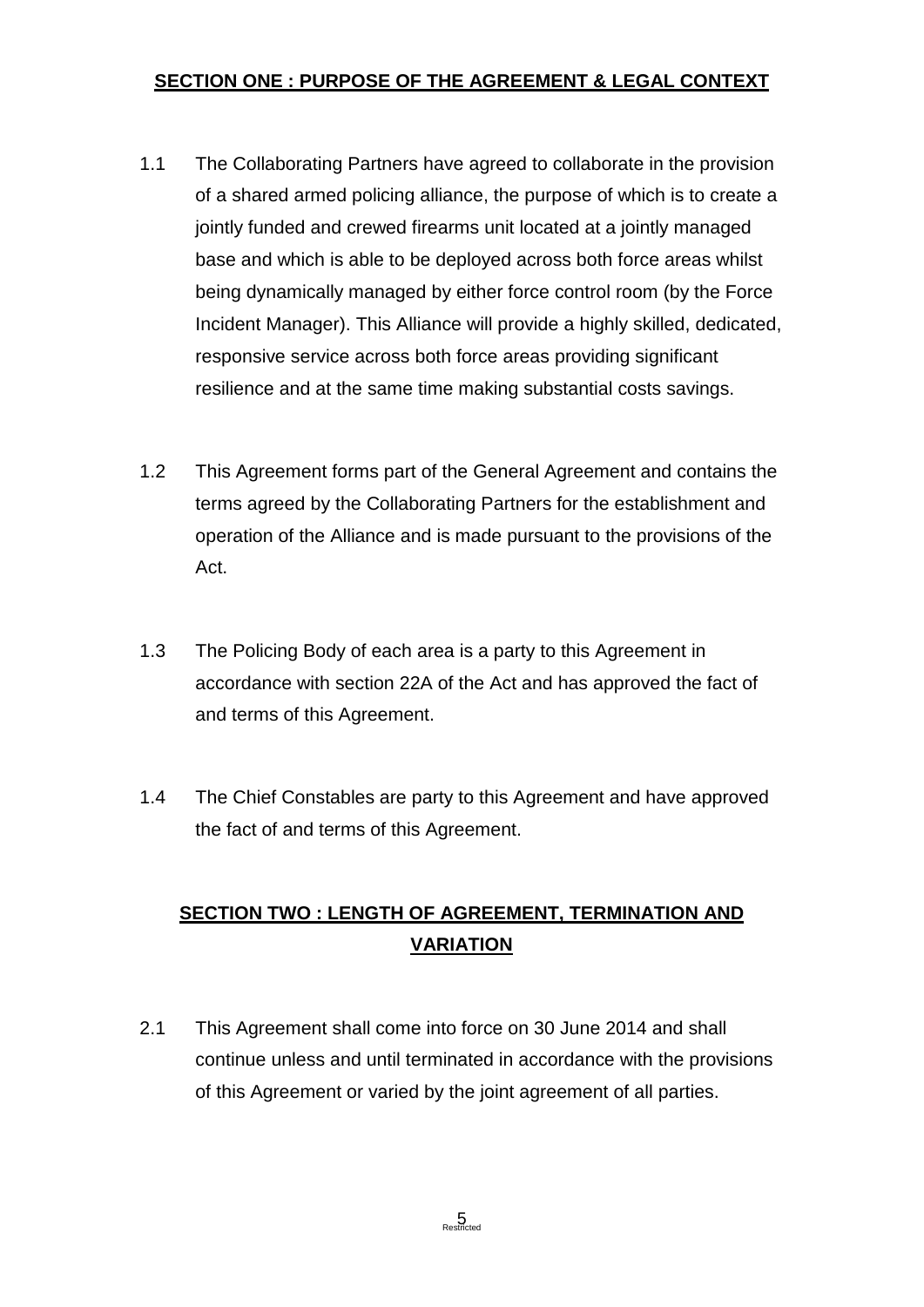## **SECTION ONE : PURPOSE OF THE AGREEMENT & LEGAL CONTEXT**

1.1 The Collaborating Partners have agreed to collaborate in the provision of a shared armed policing alliance, the purpose of which is to create a jointly funded and crewed firearms unit located at a jointly managed base and which is able to be deployed across both force areas whilst being dynamically managed by either force control room (by the Force Incident Manager). This Alliance will provide a highly skilled, dedicated, responsive service across both force areas providing significant resilience and at the same time making substantial costs savings.

1.2 This Agreement forms part of the General Agreement and contains the terms agreed by the Collaborating Partners for the establishment and operation of the Alliance and is made pursuant to the provisions of the Act.

1.3 The Policing Body of each area is a party to this Agreement in accordance with section 22A of the Act and has approved the fact of and terms of this Agreement.

1.4 The Chief Constables are party to this Agreement and have approved the fact of and terms of this Agreement.

## **SECTION TWO : LENGTH OF AGREEMENT, TERMINATION AND VARIATION**

2.1 This Agreement shall come into force on 30 June 2014 and shall continue unless and until terminated in accordance with the provisions of this Agreement or varied by the joint agreement of all parties.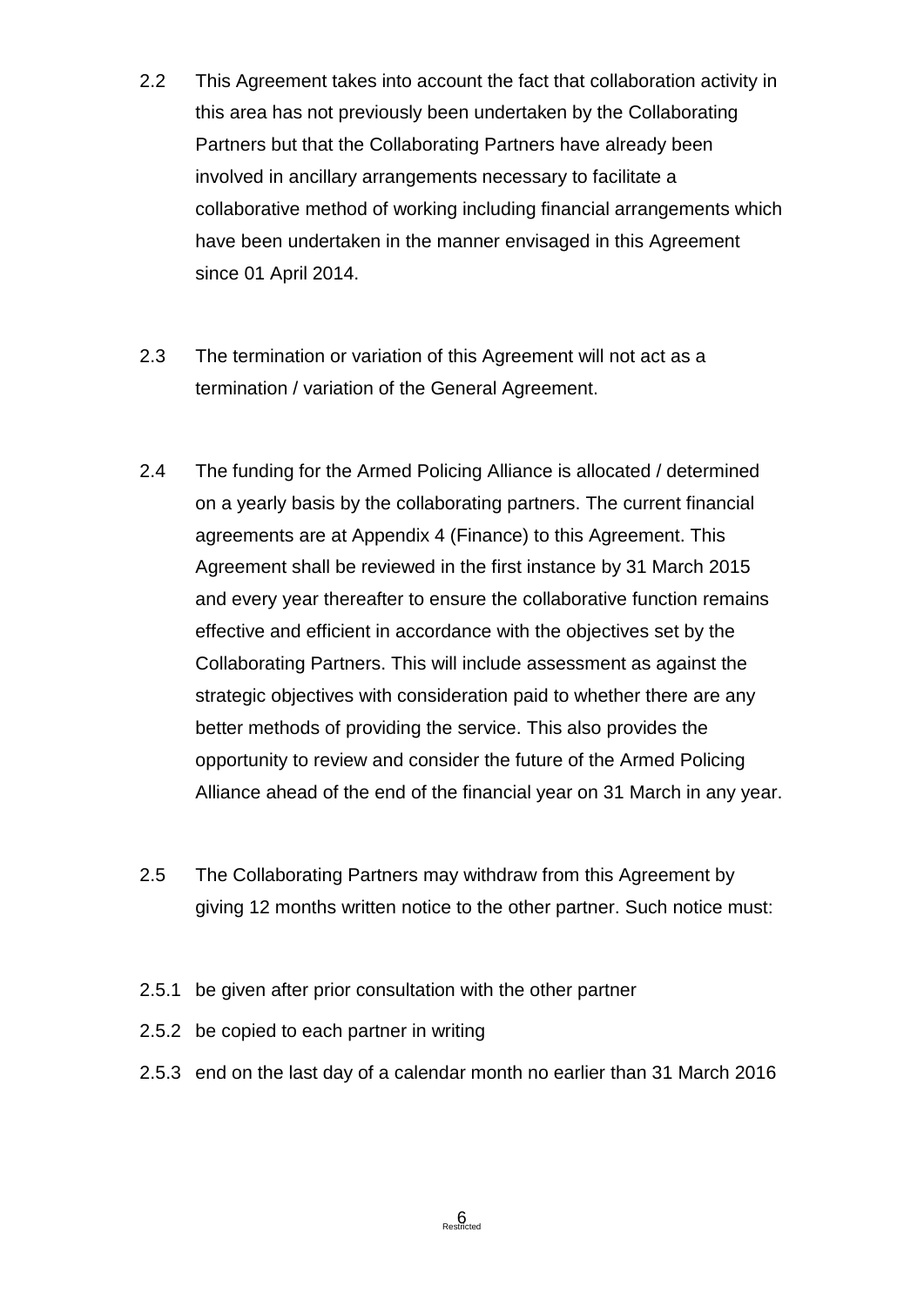2.2 This Agreement takes into account the fact that collaboration activity in this area has not previously been undertaken by the Collaborating Partners but that the Collaborating Partners have already been involved in ancillary arrangements necessary to facilitate a collaborative method of working including financial arrangements which have been undertaken in the manner envisaged in this Agreement since 01 April 2014.

2.3 The termination or variation of this Agreement will not act as a termination / variation of the General Agreement.

2.4 The funding for the Armed Policing Alliance is allocated / determined on a yearly basis by the collaborating partners. The current financial agreements are at Appendix 4 (Finance) to this Agreement. This Agreement shall be reviewed in the first instance by 31 March 2015 and every year thereafter to ensure the collaborative function remains effective and efficient in accordance with the objectives set by the Collaborating Partners. This will include assessment as against the strategic objectives with consideration paid to whether there are any better methods of providing the service. This also provides the opportunity to review and consider the future of the Armed Policing Alliance ahead of the end of the financial year on 31 March in any year.

2.5 The Collaborating Partners may withdraw from this Agreement by giving 12 months written notice to the other partner. Such notice must:

2.5.1 be given after prior consultation with the other partner

2.5.2 be copied to each partner in writing

2.5.3 end on the last day of a calendar month no earlier than 31 March 2016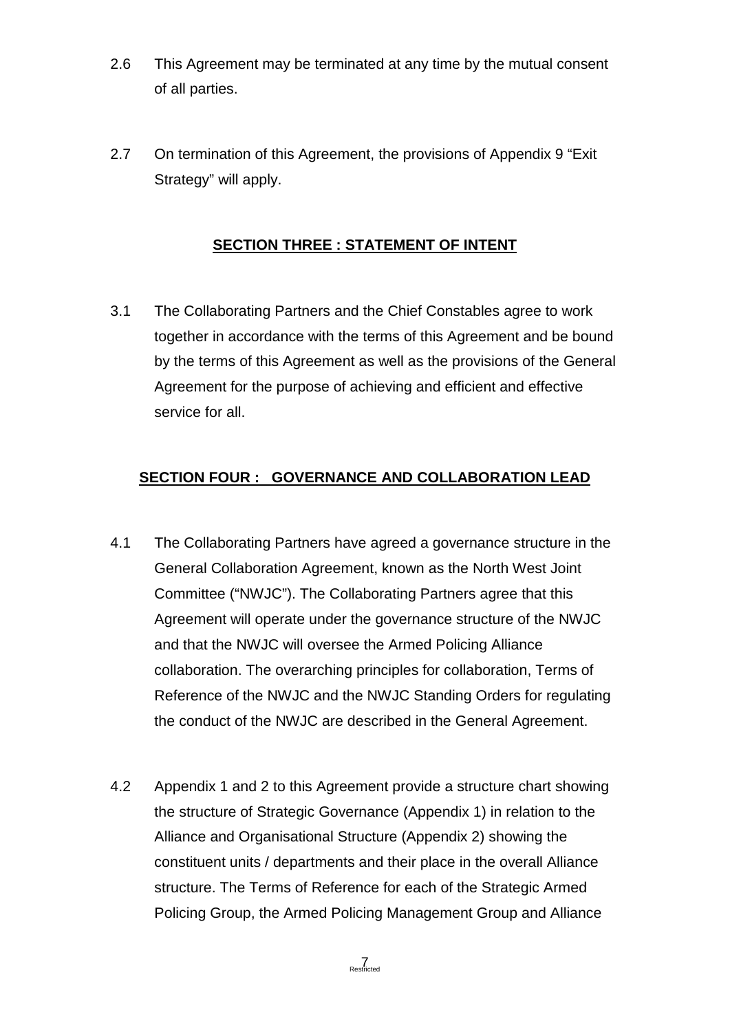2.6 This Agreement may be terminated at any time by the mutual consent of all parties.

2.7 On termination of this Agreement, the provisions of Appendix 9 "Exit Strategy" will apply.

## SECTION THREE : STATEMENT OF INTENT

3.1 The Collaborating Partners and the Chief Constables agree to work together in accordance with the terms of this Agreement and be bound by the terms of this Agreement as well as the provisions of the General Agreement for the purpose of achieving and efficient and effective service for all.

## SECTION FOUR : GOVERNANCE AND COLLABORATION LEAD

4.1 The Collaborating Partners have agreed a governance structure in the General Collaboration Agreement, known as the North West Joint Committee ("NWJC"). The Collaborating Partners agree that this Agreement will operate under the governance structure of the NWJC and that the NWJC will oversee the Armed Policing Alliance collaboration. The overarching principles for collaboration, Terms of Reference of the NWJC and the NWJC Standing Orders for regulating the conduct of the NWJC are described in the General Agreement.

4.2 Appendix 1 and 2 to this Agreement provide a structure chart showing the structure of Strategic Governance (Appendix 1) in relation to the Alliance and Organisational Structure (Appendix 2) showing the constituent units / departments and their place in the overall Alliance structure. The Terms of Reference for each of the Strategic Armed Policing Group, the Armed Policing Management Group and Alliance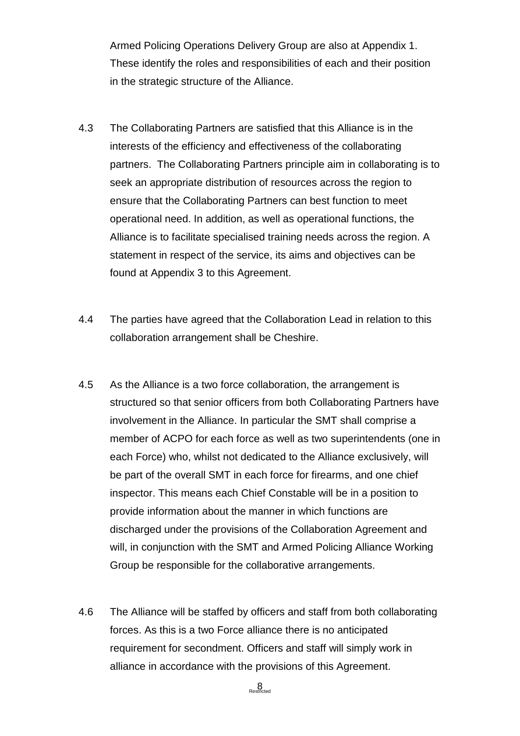Armed Policing Operations Delivery Group are also at Appendix 1. These identify the roles and responsibilities of each and their position in the strategic structure of the Alliance.

4.3 The Collaborating Partners are satisfied that this Alliance is in the interests of the efficiency and effectiveness of the collaborating partners. The Collaborating Partners principle aim in collaborating is to seek an appropriate distribution of resources across the region to ensure that the Collaborating Partners can best function to meet operational need. In addition, as well as operational functions, the Alliance is to facilitate specialised training needs across the region. A statement in respect of the service, its aims and objectives can be found at Appendix 3 to this Agreement.

4.4 The parties have agreed that the Collaboration Lead in relation to this collaboration arrangement shall be Cheshire.

4.5 As the Alliance is a two force collaboration, the arrangement is structured so that senior officers from both Collaborating Partners have involvement in the Alliance. In particular the SMT shall comprise a member of ACPO for each force as well as two superintendents (one in each Force) who, whilst not dedicated to the Alliance exclusively, will be part of the overall SMT in each force for firearms, and one chief inspector. This means each Chief Constable will be in a position to provide information about the manner in which functions are discharged under the provisions of the Collaboration Agreement and will, in conjunction with the SMT and Armed Policing Alliance Working Group be responsible for the collaborative arrangements.

4.6 The Alliance will be staffed by officers and staff from both collaborating forces. As this is a two Force alliance there is no anticipated requirement for secondment. Officers and staff will simply work in alliance in accordance with the provisions of this Agreement.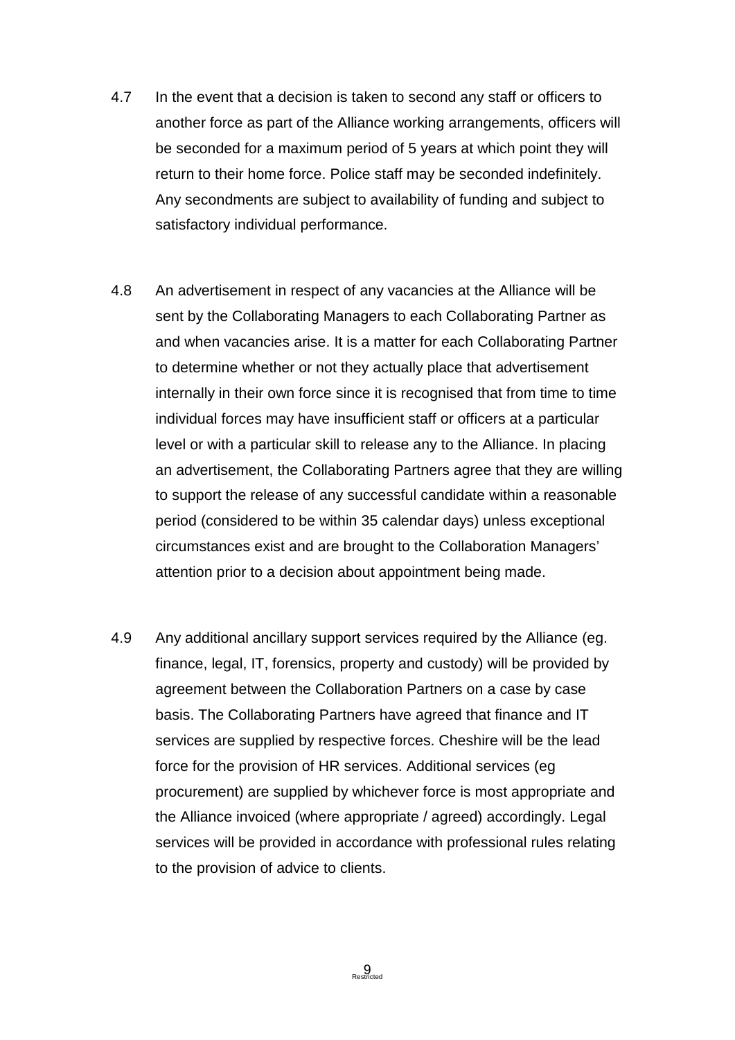4.7 In the event that a decision is taken to second any staff or officers to another force as part of the Alliance working arrangements, officers will be seconded for a maximum period of 5 years at which point they will return to their home force. Police staff may be seconded indefinitely. Any secondments are subject to availability of funding and subject to satisfactory individual performance.

4.8 An advertisement in respect of any vacancies at the Alliance will be sent by the Collaborating Managers to each Collaborating Partner as and when vacancies arise. It is a matter for each Collaborating Partner to determine whether or not they actually place that advertisement internally in their own force since it is recognised that from time to time individual forces may have insufficient staff or officers at a particular level or with a particular skill to release any to the Alliance. In placing an advertisement, the Collaborating Partners agree that they are willing to support the release of any successful candidate within a reasonable period (considered to be within 35 calendar days) unless exceptional circumstances exist and are brought to the Collaboration Managers' attention prior to a decision about appointment being made.

4.9 Any additional ancillary support services required by the Alliance (eg. finance, legal, IT, forensics, property and custody) will be provided by agreement between the Collaboration Partners on a case by case basis. The Collaborating Partners have agreed that finance and IT services are supplied by respective forces. Cheshire will be the lead force for the provision of HR services. Additional services (eg procurement) are supplied by whichever force is most appropriate and the Alliance invoiced (where appropriate / agreed) accordingly. Legal services will be provided in accordance with professional rules relating to the provision of advice to clients.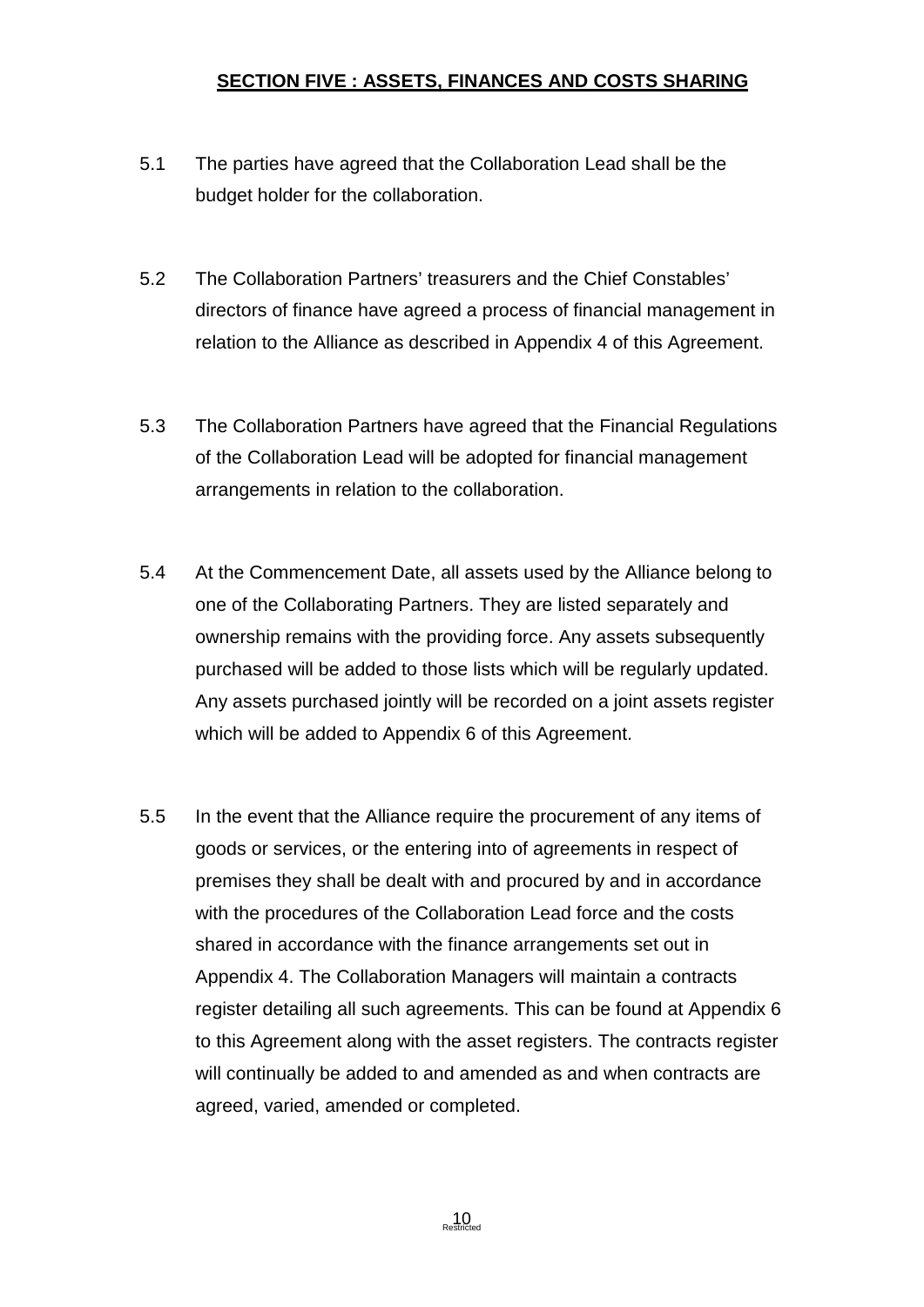## SECTION FIVE : ASSETS, FINANCES AND COSTS SHARING

5.1 The parties have agreed that the Collaboration Lead shall be the budget holder for the collaboration.

5.2 The Collaboration Partners' treasurers and the Chief Constables' directors of finance have agreed a process of financial management in relation to the Alliance as described in Appendix 4 of this Agreement.

5.3 The Collaboration Partners have agreed that the Financial Regulations of the Collaboration Lead will be adopted for financial management arrangements in relation to the collaboration.

5.4 At the Commencement Date, all assets used by the Alliance belong to one of the Collaborating Partners. They are listed separately and ownership remains with the providing force. Any assets subsequently purchased will be added to those lists which will be regularly updated. Any assets purchased jointly will be recorded on a joint assets register which will be added to Appendix 6 of this Agreement.

5.5 In the event that the Alliance require the procurement of any items of goods or services, or the entering into of agreements in respect of premises they shall be dealt with and procured by and in accordance with the procedures of the Collaboration Lead force and the costs shared in accordance with the finance arrangements set out in Appendix 4. The Collaboration Managers will maintain a contracts register detailing all such agreements. This can be found at Appendix 6 to this Agreement along with the asset registers. The contracts register will continually be added to and amended as and when contracts are agreed, varied, amended or completed.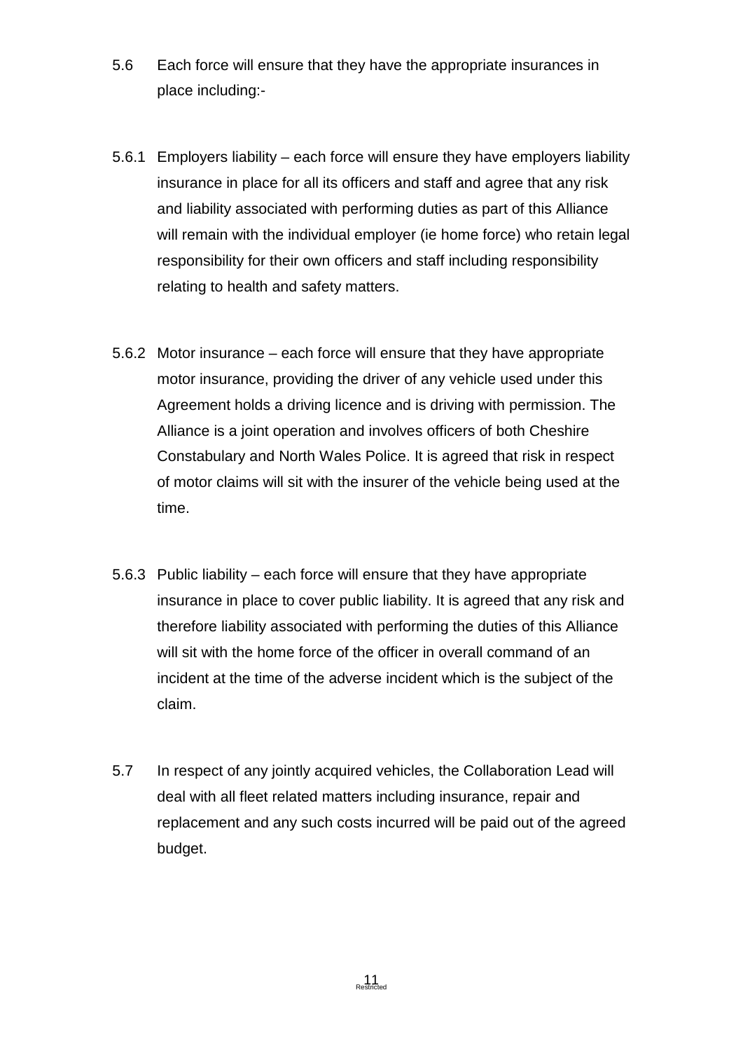5.6 Each force will ensure that they have the appropriate insurances in place including:-

5.6.1 Employers liability – each force will ensure they have employers liability insurance in place for all its officers and staff and agree that any risk and liability associated with performing duties as part of this Alliance will remain with the individual employer (ie home force) who retain legal responsibility for their own officers and staff including responsibility relating to health and safety matters.

5.6.2 Motor insurance – each force will ensure that they have appropriate motor insurance, providing the driver of any vehicle used under this Agreement holds a driving licence and is driving with permission. The Alliance is a joint operation and involves officers of both Cheshire Constabulary and North Wales Police. It is agreed that risk in respect of motor claims will sit with the insurer of the vehicle being used at the time.

5.6.3 Public liability – each force will ensure that they have appropriate insurance in place to cover public liability. It is agreed that any risk and therefore liability associated with performing the duties of this Alliance will sit with the home force of the officer in overall command of an incident at the time of the adverse incident which is the subject of the claim.

5.7 In respect of any jointly acquired vehicles, the Collaboration Lead will deal with all fleet related matters including insurance, repair and replacement and any such costs incurred will be paid out of the agreed budget.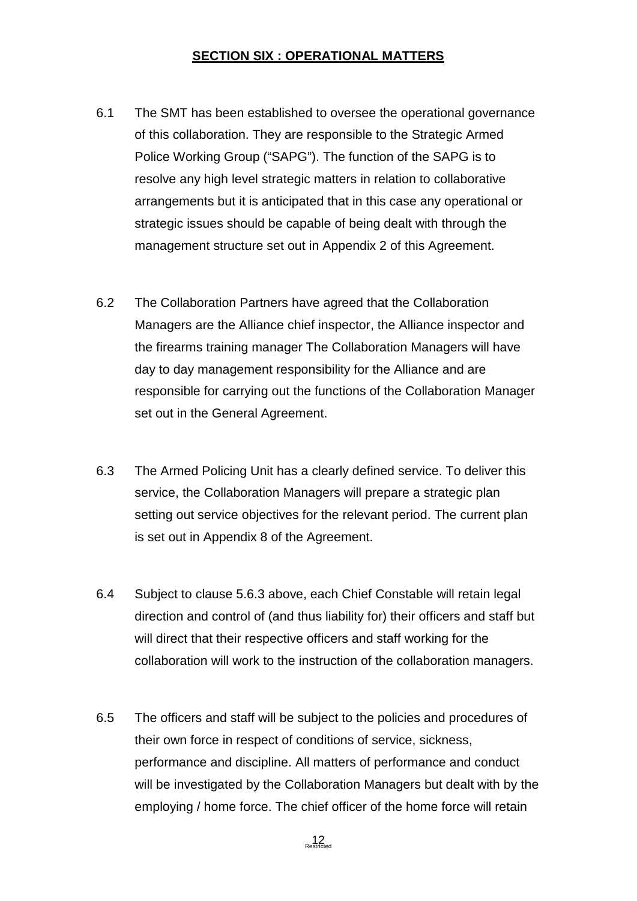## SECTION SIX : OPERATIONAL MATTERS

6.1 The SMT has been established to oversee the operational governance of this collaboration. They are responsible to the Strategic Armed Police Working Group ("SAPG"). The function of the SAPG is to resolve any high level strategic matters in relation to collaborative arrangements but it is anticipated that in this case any operational or strategic issues should be capable of being dealt with through the management structure set out in Appendix 2 of this Agreement.

6.2 The Collaboration Partners have agreed that the Collaboration Managers are the Alliance chief inspector, the Alliance inspector and the firearms training manager The Collaboration Managers will have day to day management responsibility for the Alliance and are responsible for carrying out the functions of the Collaboration Manager set out in the General Agreement.

6.3 The Armed Policing Unit has a clearly defined service. To deliver this service, the Collaboration Managers will prepare a strategic plan setting out service objectives for the relevant period. The current plan is set out in Appendix 8 of the Agreement.

6.4 Subject to clause 5.6.3 above, each Chief Constable will retain legal direction and control of (and thus liability for) their officers and staff but will direct that their respective officers and staff working for the collaboration will work to the instruction of the collaboration managers.

6.5 The officers and staff will be subject to the policies and procedures of their own force in respect of conditions of service, sickness, performance and discipline. All matters of performance and conduct will be investigated by the Collaboration Managers but dealt with by the employing / home force. The chief officer of the home force will retain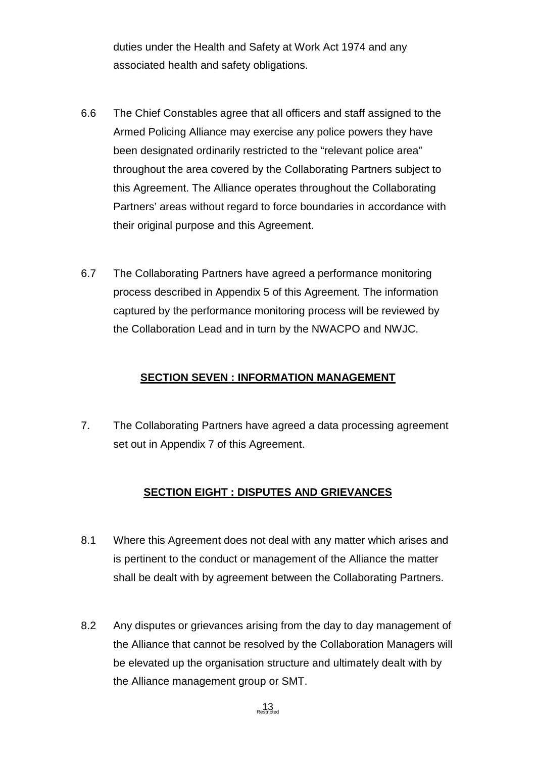duties under the Health and Safety at Work Act 1974 and any associated health and safety obligations.

6.6 The Chief Constables agree that all officers and staff assigned to the Armed Policing Alliance may exercise any police powers they have been designated ordinarily restricted to the “relevant police area” throughout the area covered by the Collaborating Partners subject to this Agreement. The Alliance operates throughout the Collaborating Partners’ areas without regard to force boundaries in accordance with their original purpose and this Agreement.

6.7 The Collaborating Partners have agreed a performance monitoring process described in Appendix 5 of this Agreement. The information captured by the performance monitoring process will be reviewed by the Collaboration Lead and in turn by the NWACPO and NWJC.

## SECTION SEVEN : INFORMATION MANAGEMENT

7. The Collaborating Partners have agreed a data processing agreement set out in Appendix 7 of this Agreement.

## SECTION EIGHT : DISPUTES AND GRIEVANCES

8.1 Where this Agreement does not deal with any matter which arises and is pertinent to the conduct or management of the Alliance the matter shall be dealt with by agreement between the Collaborating Partners.

8.2 Any disputes or grievances arising from the day to day management of the Alliance that cannot be resolved by the Collaboration Managers will be elevated up the organisation structure and ultimately dealt with by the Alliance management group or SMT.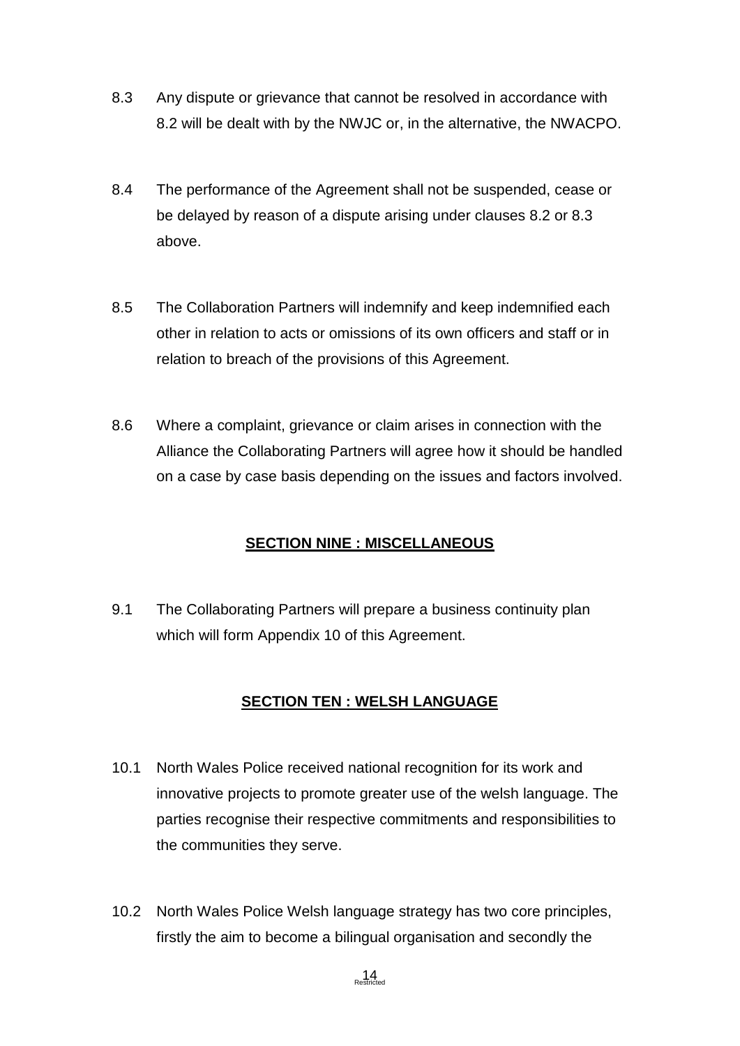8.3 Any dispute or grievance that cannot be resolved in accordance with 8.2 will be dealt with by the NWJC or, in the alternative, the NWACPO.

8.4 The performance of the Agreement shall not be suspended, cease or be delayed by reason of a dispute arising under clauses 8.2 or 8.3 above.

8.5 The Collaboration Partners will indemnify and keep indemnified each other in relation to acts or omissions of its own officers and staff or in relation to breach of the provisions of this Agreement.

8.6 Where a complaint, grievance or claim arises in connection with the Alliance the Collaborating Partners will agree how it should be handled on a case by case basis depending on the issues and factors involved.

## SECTION NINE : MISCELLANEOUS

9.1 The Collaborating Partners will prepare a business continuity plan which will form Appendix 10 of this Agreement.

## SECTION TEN : WELSH LANGUAGE

10.1 North Wales Police received national recognition for its work and innovative projects to promote greater use of the welsh language. The parties recognise their respective commitments and responsibilities to the communities they serve.

10.2 North Wales Police Welsh language strategy has two core principles, firstly the aim to become a bilingual organisation and secondly the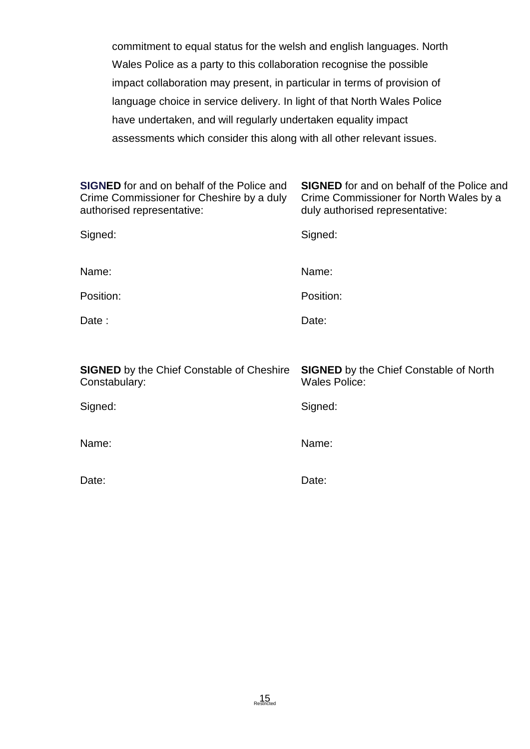commitment to equal status for the welsh and english languages. North Wales Police as a party to this collaboration recognise the possible impact collaboration may present, in particular in terms of provision of language choice in service delivery. In light of that North Wales Police have undertaken, and will regularly undertaken equality impact assessments which consider this along with all other relevant issues.

| | |
|---|---|
| **SIGNED** for and on behalf of the Police and Crime Commissioner for Cheshire by a duly authorised representative: | **SIGNED** for and on behalf of the Police and Crime Commissioner for North Wales by a duly authorised representative: |
| Signed: | Signed: |
| Name: | Name: |
| Position: | Position: |
| Date : | Date: |
| **SIGNED** by the Chief Constable of Cheshire Constabulary: | **SIGNED** by the Chief Constable of North Wales Police: |
| Signed: | Signed: |
| Name: | Name: |
| Date: | Date: |

Restricted